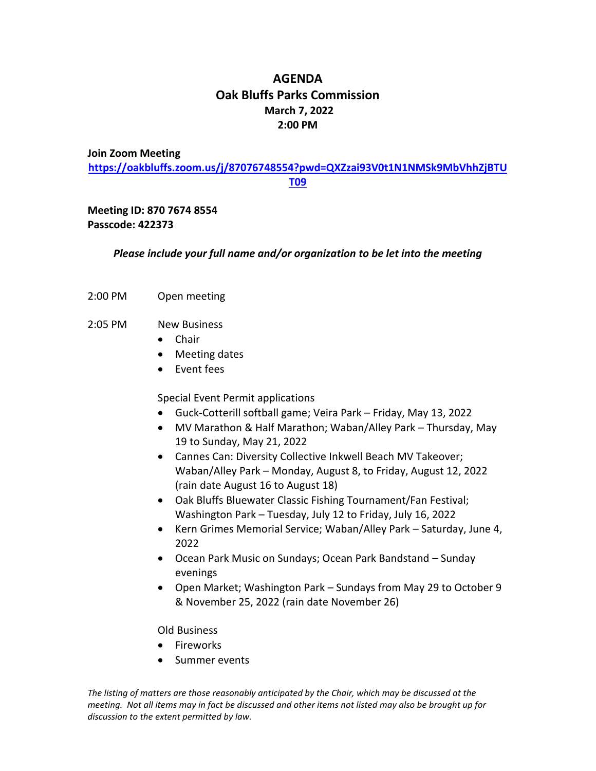# AGENDA

## Oak Bluffs Parks Commission

**March 7, 2022**

**2:00 PM**

**Join Zoom Meeting**

**https://oakbluffs.zoom.us/j/87076748554?pwd=QXZzai93V0t1N1NMSk9MbVhhZjBTUT09**

**Meeting ID: 870 7674 8554**
**Passcode: 422373**

***Please include your full name and/or organization to be let into the meeting***

2:00 PM Open meeting

2:05 PM New Business

- Chair
- Meeting dates
- Event fees

Special Event Permit applications

- Guck-Cotterill softball game; Veira Park – Friday, May 13, 2022
- MV Marathon & Half Marathon; Waban/Alley Park – Thursday, May 19 to Sunday, May 21, 2022
- Cannes Can: Diversity Collective Inkwell Beach MV Takeover; Waban/Alley Park – Monday, August 8, to Friday, August 12, 2022 (rain date August 16 to August 18)
- Oak Bluffs Bluewater Classic Fishing Tournament/Fan Festival; Washington Park – Tuesday, July 12 to Friday, July 16, 2022
- Kern Grimes Memorial Service; Waban/Alley Park – Saturday, June 4, 2022
- Ocean Park Music on Sundays; Ocean Park Bandstand – Sunday evenings
- Open Market; Washington Park – Sundays from May 29 to October 9 & November 25, 2022 (rain date November 26)

Old Business

- Fireworks
- Summer events

*The listing of matters are those reasonably anticipated by the Chair, which may be discussed at the meeting. Not all items may in fact be discussed and other items not listed may also be brought up for discussion to the extent permitted by law.*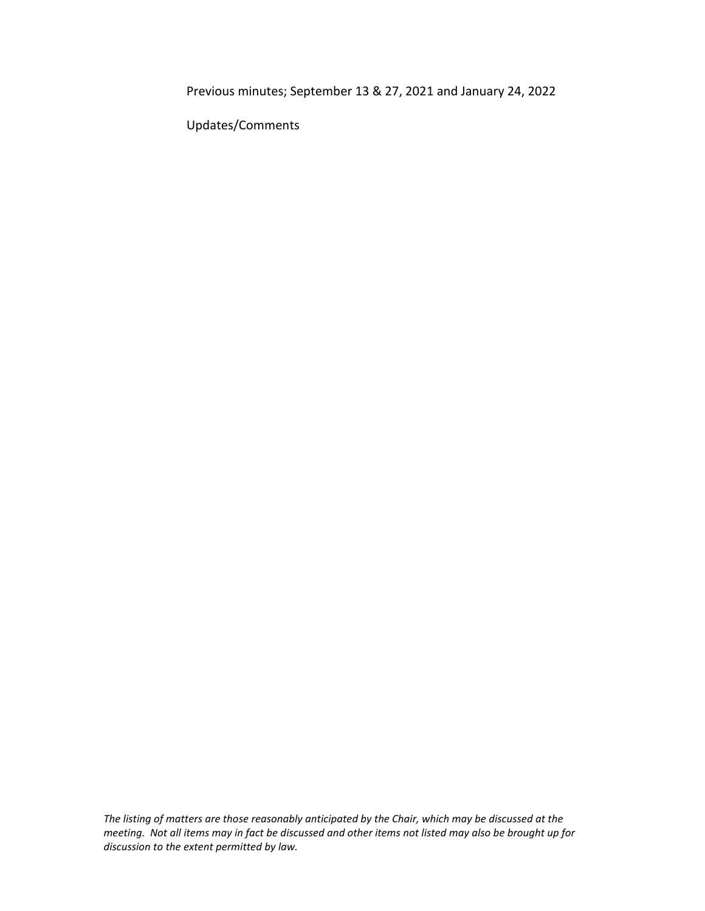Previous minutes; September 13 & 27, 2021 and January 24, 2022

Updates/Comments

*The listing of matters are those reasonably anticipated by the Chair, which may be discussed at the meeting. Not all items may in fact be discussed and other items not listed may also be brought up for discussion to the extent permitted by law.*